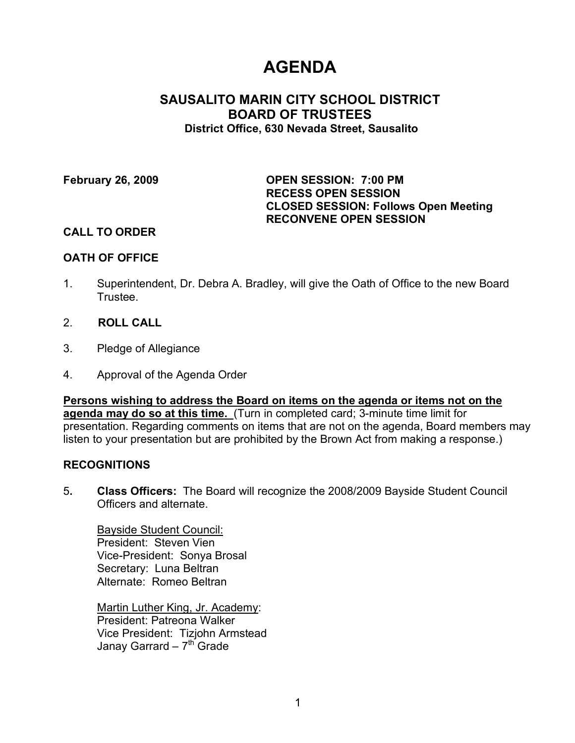# AGENDA

## SAUSALITO MARIN CITY SCHOOL DISTRICT
## BOARD OF TRUSTEES

**District Office, 630 Nevada Street, Sausalito**

**February 26, 2009**

**OPEN SESSION: 7:00 PM**
**RECESS OPEN SESSION**
**CLOSED SESSION: Follows Open Meeting**
**RECONVENE OPEN SESSION**

**CALL TO ORDER**

**OATH OF OFFICE**

1. Superintendent, Dr. Debra A. Bradley, will give the Oath of Office to the new Board Trustee.

2. **ROLL CALL**

3. Pledge of Allegiance

4. Approval of the Agenda Order

**Persons wishing to address the Board on items on the agenda or items not on the agenda may do so at this time.** (Turn in completed card; 3-minute time limit for presentation. Regarding comments on items that are not on the agenda, Board members may listen to your presentation but are prohibited by the Brown Act from making a response.)

**RECOGNITIONS**

5. **Class Officers:** The Board will recognize the 2008/2009 Bayside Student Council Officers and alternate.

   Bayside Student Council:
   President: Steven Vien
   Vice-President: Sonya Brosal
   Secretary: Luna Beltran
   Alternate: Romeo Beltran

   Martin Luther King, Jr. Academy:
   President: Patreona Walker
   Vice President: Tizjohn Armstead
   Janay Garrard – 7th Grade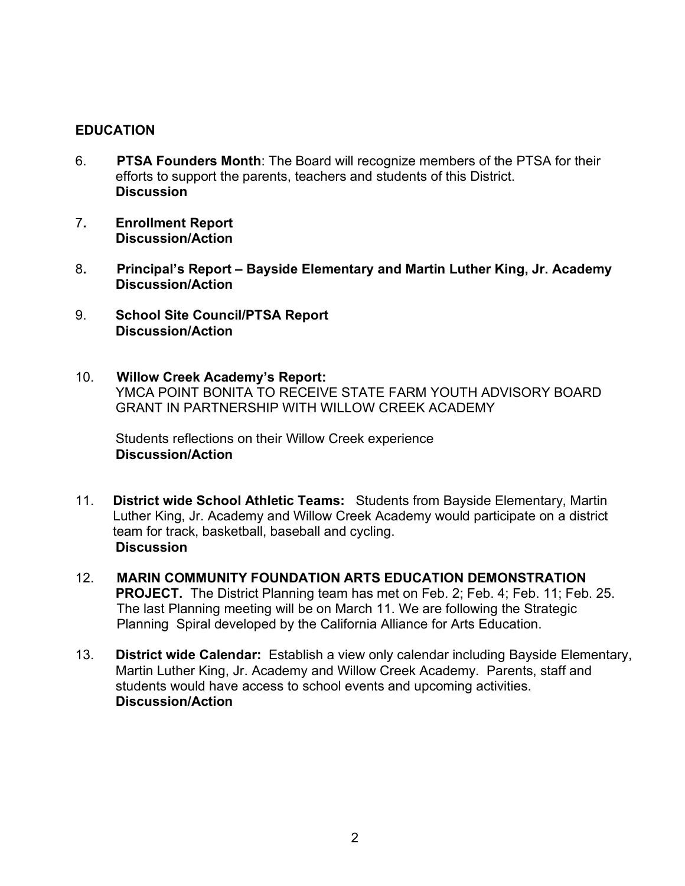**EDUCATION**

6. **PTSA Founders Month**: The Board will recognize members of the PTSA for their efforts to support the parents, teachers and students of this District.
   **Discussion**

7. **Enrollment Report**
   **Discussion/Action**

8. **Principal's Report – Bayside Elementary and Martin Luther King, Jr. Academy**
   **Discussion/Action**

9. **School Site Council/PTSA Report**
   **Discussion/Action**

10. **Willow Creek Academy's Report:**
    YMCA POINT BONITA TO RECEIVE STATE FARM YOUTH ADVISORY BOARD GRANT IN PARTNERSHIP WITH WILLOW CREEK ACADEMY

    Students reflections on their Willow Creek experience
    **Discussion/Action**

11. **District wide School Athletic Teams:** Students from Bayside Elementary, Martin Luther King, Jr. Academy and Willow Creek Academy would participate on a district team for track, basketball, baseball and cycling.
    **Discussion**

12. **MARIN COMMUNITY FOUNDATION ARTS EDUCATION DEMONSTRATION PROJECT.** The District Planning team has met on Feb. 2; Feb. 4; Feb. 11; Feb. 25. The last Planning meeting will be on March 11. We are following the Strategic Planning Spiral developed by the California Alliance for Arts Education.

13. **District wide Calendar:** Establish a view only calendar including Bayside Elementary, Martin Luther King, Jr. Academy and Willow Creek Academy. Parents, staff and students would have access to school events and upcoming activities.
    **Discussion/Action**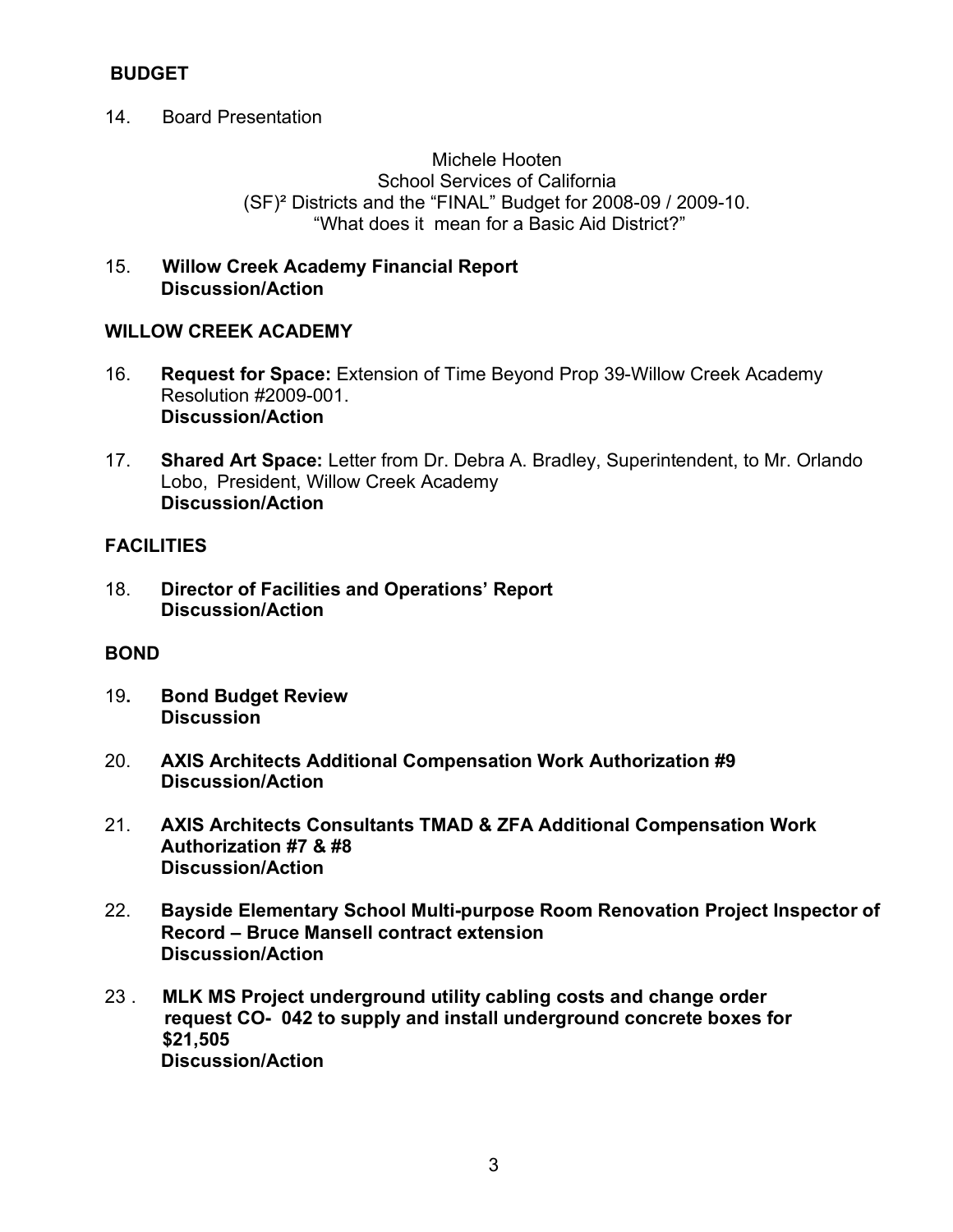## BUDGET

14. Board Presentation

Michele Hooten
School Services of California
(SF)² Districts and the "FINAL" Budget for 2008-09 / 2009-10.
"What does it mean for a Basic Aid District?"

15. **Willow Creek Academy Financial Report**
**Discussion/Action**

## WILLOW CREEK ACADEMY

16. **Request for Space:** Extension of Time Beyond Prop 39-Willow Creek Academy Resolution #2009-001.
**Discussion/Action**

17. **Shared Art Space:** Letter from Dr. Debra A. Bradley, Superintendent, to Mr. Orlando Lobo, President, Willow Creek Academy
**Discussion/Action**

## FACILITIES

18. **Director of Facilities and Operations' Report**
**Discussion/Action**

## BOND

19**.** **Bond Budget Review**
**Discussion**

20. **AXIS Architects Additional Compensation Work Authorization #9**
**Discussion/Action**

21. **AXIS Architects Consultants TMAD & ZFA Additional Compensation Work Authorization #7 & #8**
**Discussion/Action**

22. **Bayside Elementary School Multi-purpose Room Renovation Project Inspector of Record – Bruce Mansell contract extension**
**Discussion/Action**

23 . **MLK MS Project underground utility cabling costs and change order request CO- 042 to supply and install underground concrete boxes for $21,505**
**Discussion/Action**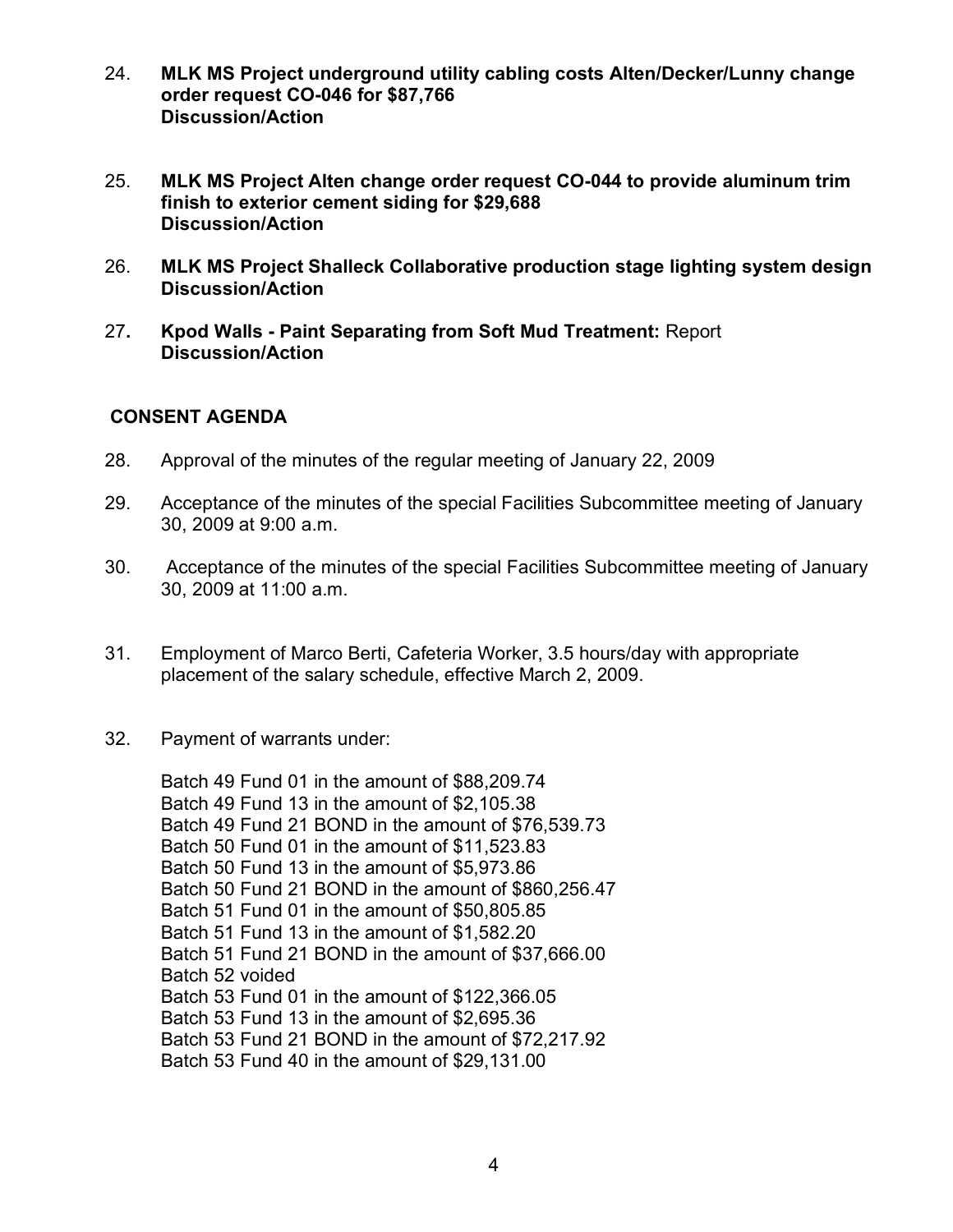24. **MLK MS Project underground utility cabling costs Alten/Decker/Lunny change order request CO-046 for $87,766**
    **Discussion/Action**

25. **MLK MS Project Alten change order request CO-044 to provide aluminum trim finish to exterior cement siding for $29,688**
    **Discussion/Action**

26. **MLK MS Project Shalleck Collaborative production stage lighting system design**
    **Discussion/Action**

27. **Kpod Walls - Paint Separating from Soft Mud Treatment:** Report
    **Discussion/Action**

## CONSENT AGENDA

28. Approval of the minutes of the regular meeting of January 22, 2009

29. Acceptance of the minutes of the special Facilities Subcommittee meeting of January 30, 2009 at 9:00 a.m.

30. Acceptance of the minutes of the special Facilities Subcommittee meeting of January 30, 2009 at 11:00 a.m.

31. Employment of Marco Berti, Cafeteria Worker, 3.5 hours/day with appropriate placement of the salary schedule, effective March 2, 2009.

32. Payment of warrants under:

    Batch 49 Fund 01 in the amount of $88,209.74
    Batch 49 Fund 13 in the amount of $2,105.38
    Batch 49 Fund 21 BOND in the amount of $76,539.73
    Batch 50 Fund 01 in the amount of $11,523.83
    Batch 50 Fund 13 in the amount of $5,973.86
    Batch 50 Fund 21 BOND in the amount of $860,256.47
    Batch 51 Fund 01 in the amount of $50,805.85
    Batch 51 Fund 13 in the amount of $1,582.20
    Batch 51 Fund 21 BOND in the amount of $37,666.00
    Batch 52 voided
    Batch 53 Fund 01 in the amount of $122,366.05
    Batch 53 Fund 13 in the amount of $2,695.36
    Batch 53 Fund 21 BOND in the amount of $72,217.92
    Batch 53 Fund 40 in the amount of $29,131.00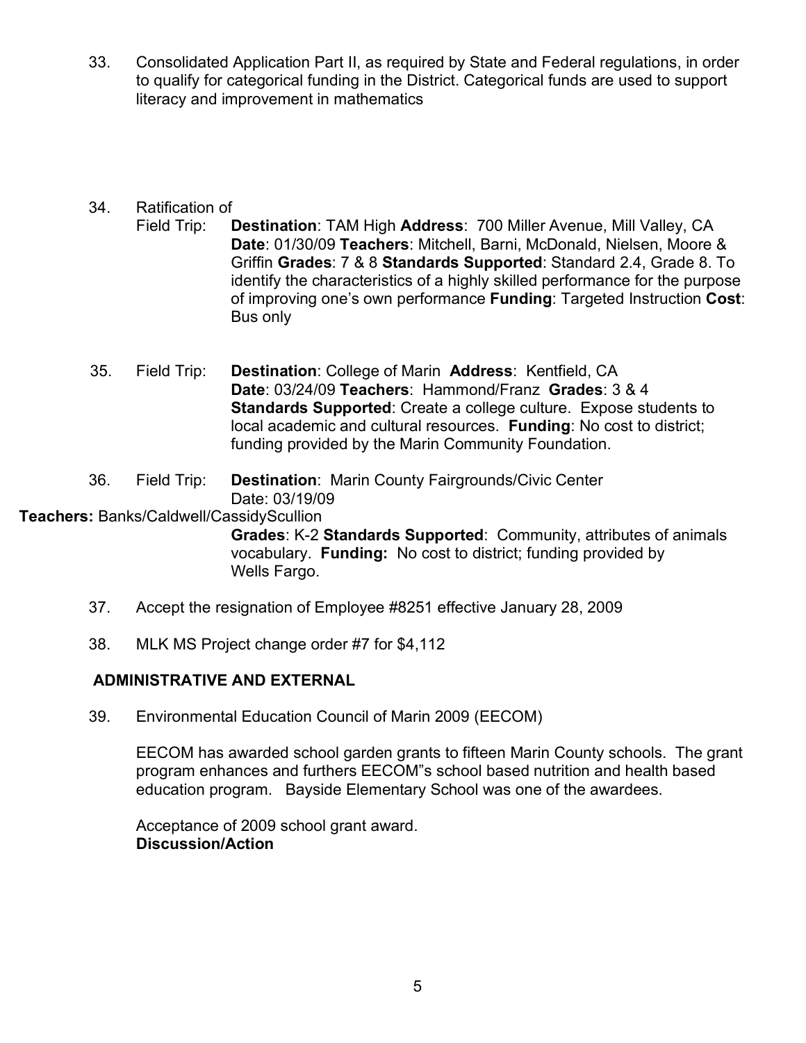33. Consolidated Application Part II, as required by State and Federal regulations, in order to qualify for categorical funding in the District. Categorical funds are used to support literacy and improvement in mathematics

34. Ratification of
    Field Trip: **Destination**: TAM High **Address**: 700 Miller Avenue, Mill Valley, CA **Date**: 01/30/09 **Teachers**: Mitchell, Barni, McDonald, Nielsen, Moore & Griffin **Grades**: 7 & 8 **Standards Supported**: Standard 2.4, Grade 8. To identify the characteristics of a highly skilled performance for the purpose of improving one's own performance **Funding**: Targeted Instruction **Cost**: Bus only

35. Field Trip: **Destination**: College of Marin **Address**: Kentfield, CA **Date**: 03/24/09 **Teachers**: Hammond/Franz **Grades**: 3 & 4 **Standards Supported**: Create a college culture. Expose students to local academic and cultural resources. **Funding**: No cost to district; funding provided by the Marin Community Foundation.

36. Field Trip: **Destination**: Marin County Fairgrounds/Civic Center Date: 03/19/09
**Teachers:** Banks/Caldwell/CassidyScullion
**Grades**: K-2 **Standards Supported**: Community, attributes of animals vocabulary. **Funding:** No cost to district; funding provided by Wells Fargo.

37. Accept the resignation of Employee #8251 effective January 28, 2009

38. MLK MS Project change order #7 for $4,112

## ADMINISTRATIVE AND EXTERNAL

39. Environmental Education Council of Marin 2009 (EECOM)

    EECOM has awarded school garden grants to fifteen Marin County schools. The grant program enhances and furthers EECOM"s school based nutrition and health based education program. Bayside Elementary School was one of the awardees.

    Acceptance of 2009 school grant award.
    **Discussion/Action**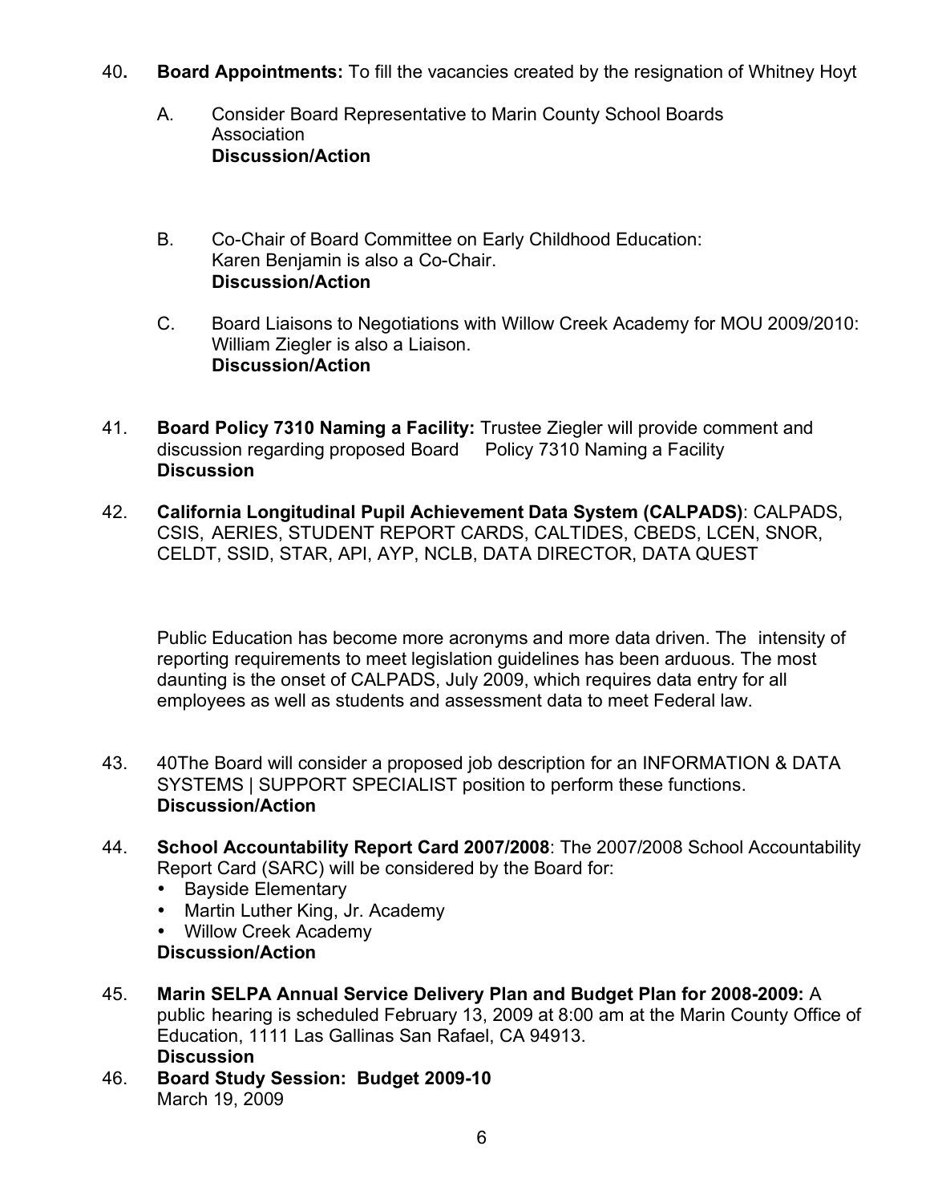40. **Board Appointments:** To fill the vacancies created by the resignation of Whitney Hoyt

    A. Consider Board Representative to Marin County School Boards Association
    **Discussion/Action**

    B. Co-Chair of Board Committee on Early Childhood Education: Karen Benjamin is also a Co-Chair.
    **Discussion/Action**

    C. Board Liaisons to Negotiations with Willow Creek Academy for MOU 2009/2010: William Ziegler is also a Liaison.
    **Discussion/Action**

41. **Board Policy 7310 Naming a Facility:** Trustee Ziegler will provide comment and discussion regarding proposed Board Policy 7310 Naming a Facility
    **Discussion**

42. **California Longitudinal Pupil Achievement Data System (CALPADS)**: CALPADS, CSIS, AERIES, STUDENT REPORT CARDS, CALTIDES, CBEDS, LCEN, SNOR, CELDT, SSID, STAR, API, AYP, NCLB, DATA DIRECTOR, DATA QUEST

    Public Education has become more acronyms and more data driven. The intensity of reporting requirements to meet legislation guidelines has been arduous. The most daunting is the onset of CALPADS, July 2009, which requires data entry for all employees as well as students and assessment data to meet Federal law.

43. 40The Board will consider a proposed job description for an INFORMATION & DATA SYSTEMS | SUPPORT SPECIALIST position to perform these functions.
    **Discussion/Action**

44. **School Accountability Report Card 2007/2008**: The 2007/2008 School Accountability Report Card (SARC) will be considered by the Board for:
    - Bayside Elementary
    - Martin Luther King, Jr. Academy
    - Willow Creek Academy

    **Discussion/Action**

45. **Marin SELPA Annual Service Delivery Plan and Budget Plan for 2008-2009:** A public hearing is scheduled February 13, 2009 at 8:00 am at the Marin County Office of Education, 1111 Las Gallinas San Rafael, CA 94913.
    **Discussion**

46. **Board Study Session: Budget 2009-10**
    March 19, 2009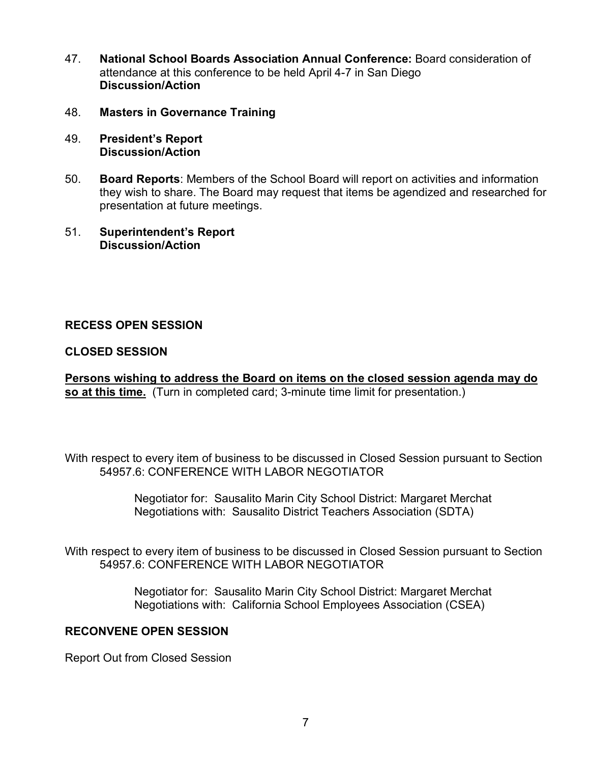47. **National School Boards Association Annual Conference:** Board consideration of attendance at this conference to be held April 4-7 in San Diego
    **Discussion/Action**

48. **Masters in Governance Training**

49. **President's Report**
    **Discussion/Action**

50. **Board Reports**: Members of the School Board will report on activities and information they wish to share. The Board may request that items be agendized and researched for presentation at future meetings.

51. **Superintendent's Report**
    **Discussion/Action**

**RECESS OPEN SESSION**

**CLOSED SESSION**

<u>**Persons wishing to address the Board on items on the closed session agenda may do so at this time.**</u> (Turn in completed card; 3-minute time limit for presentation.)

With respect to every item of business to be discussed in Closed Session pursuant to Section 54957.6: CONFERENCE WITH LABOR NEGOTIATOR

Negotiator for: Sausalito Marin City School District: Margaret Merchat
Negotiations with: Sausalito District Teachers Association (SDTA)

With respect to every item of business to be discussed in Closed Session pursuant to Section 54957.6: CONFERENCE WITH LABOR NEGOTIATOR

Negotiator for: Sausalito Marin City School District: Margaret Merchat
Negotiations with: California School Employees Association (CSEA)

**RECONVENE OPEN SESSION**

Report Out from Closed Session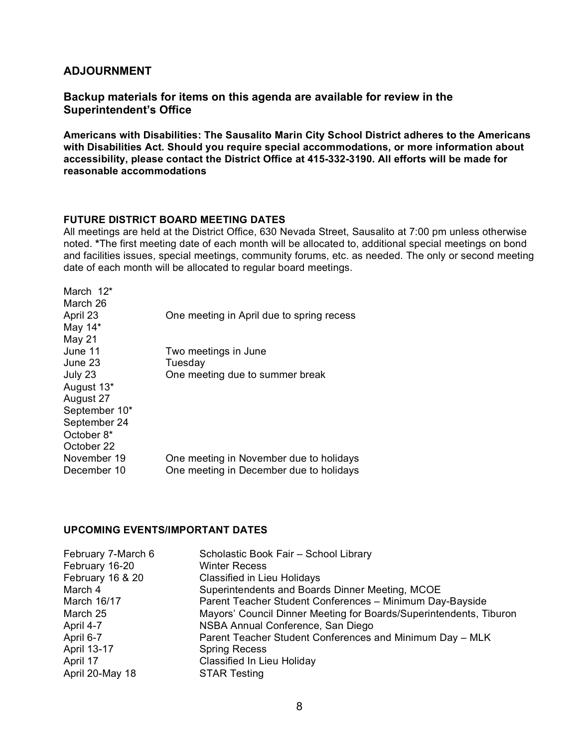## ADJOURNMENT

### Backup materials for items on this agenda are available for review in the Superintendent's Office

**Americans with Disabilities: The Sausalito Marin City School District adheres to the Americans with Disabilities Act. Should you require special accommodations, or more information about accessibility, please contact the District Office at 415-332-3190. All efforts will be made for reasonable accommodations**

**FUTURE DISTRICT BOARD MEETING DATES**

All meetings are held at the District Office, 630 Nevada Street, Sausalito at 7:00 pm unless otherwise noted. ***The first meeting date of each month will be allocated to, additional special meetings on bond and facilities issues, special meetings, community forums, etc. as needed. The only or second meeting date of each month will be allocated to regular board meetings.

| | |
|---|---|
| March 12* | |
| March 26 | |
| April 23 | One meeting in April due to spring recess |
| May 14* | |
| May 21 | |
| June 11 | Two meetings in June |
| June 23 | Tuesday |
| July 23 | One meeting due to summer break |
| August 13* | |
| August 27 | |
| September 10* | |
| September 24 | |
| October 8* | |
| October 22 | |
| November 19 | One meeting in November due to holidays |
| December 10 | One meeting in December due to holidays |

**UPCOMING EVENTS/IMPORTANT DATES**

| | |
|---|---|
| February 7-March 6 | Scholastic Book Fair – School Library |
| February 16-20 | Winter Recess |
| February 16 & 20 | Classified in Lieu Holidays |
| March 4 | Superintendents and Boards Dinner Meeting, MCOE |
| March 16/17 | Parent Teacher Student Conferences – Minimum Day-Bayside |
| March 25 | Mayors' Council Dinner Meeting for Boards/Superintendents, Tiburon |
| April 4-7 | NSBA Annual Conference, San Diego |
| April 6-7 | Parent Teacher Student Conferences and Minimum Day – MLK |
| April 13-17 | Spring Recess |
| April 17 | Classified In Lieu Holiday |
| April 20-May 18 | STAR Testing |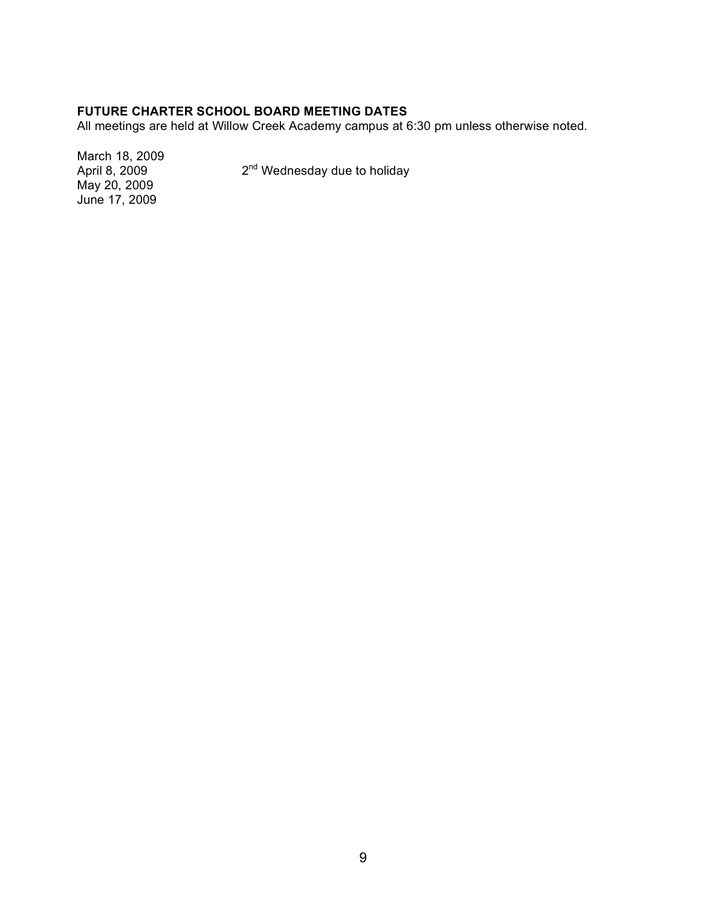**FUTURE CHARTER SCHOOL BOARD MEETING DATES**

All meetings are held at Willow Creek Academy campus at 6:30 pm unless otherwise noted.

| | |
|---|---|
| March 18, 2009 | |
| April 8, 2009 | 2nd Wednesday due to holiday |
| May 20, 2009 | |
| June 17, 2009 | |